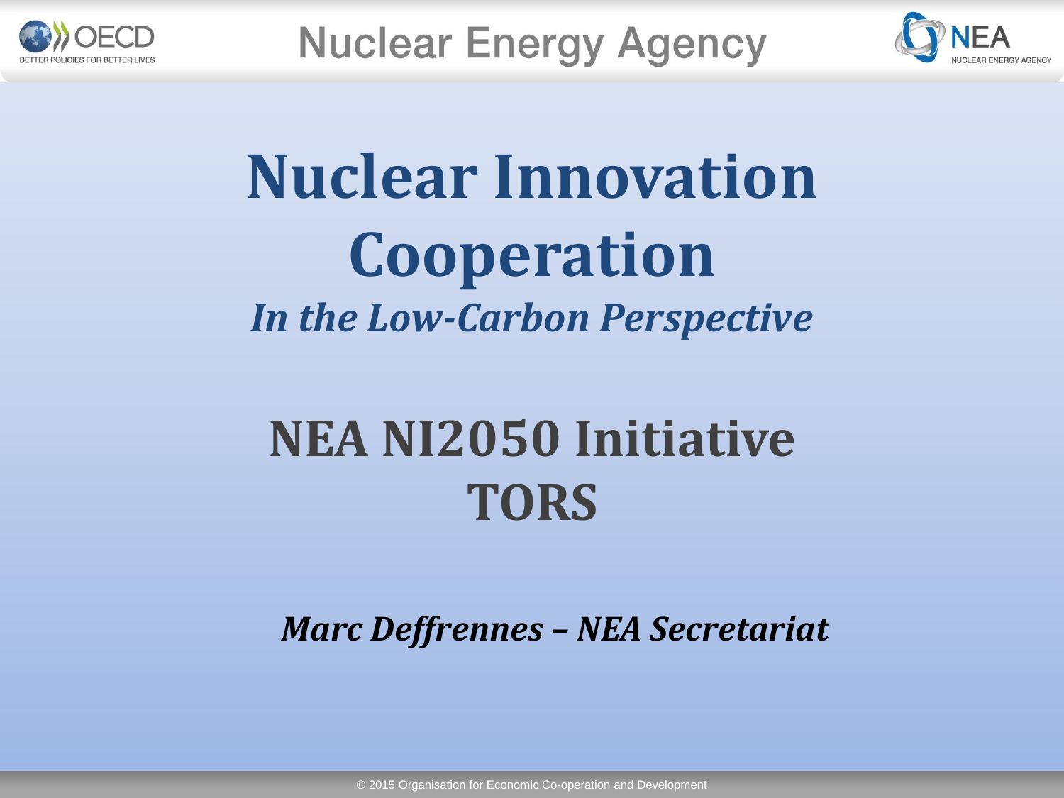# Nuclear Innovation Cooperation

*In the Low-Carbon Perspective*

## NEA NI2050 Initiative TORS

***Marc Deffrennes – NEA Secretariat***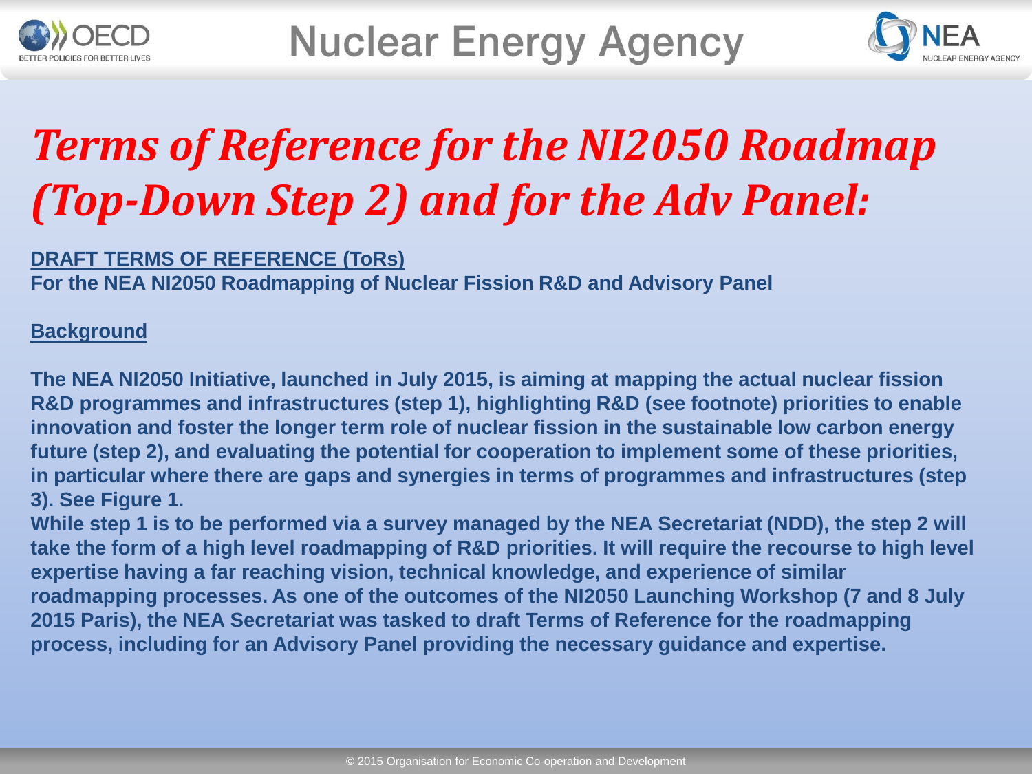# *Terms of Reference for the NI2050 Roadmap (Top-Down Step 2) and for the Adv Panel:*

**DRAFT TERMS OF REFERENCE (ToRs)**

**For the NEA NI2050 Roadmapping of Nuclear Fission R&D and Advisory Panel**

**Background**

**The NEA NI2050 Initiative, launched in July 2015, is aiming at mapping the actual nuclear fission R&D programmes and infrastructures (step 1), highlighting R&D (see footnote) priorities to enable innovation and foster the longer term role of nuclear fission in the sustainable low carbon energy future (step 2), and evaluating the potential for cooperation to implement some of these priorities, in particular where there are gaps and synergies in terms of programmes and infrastructures (step 3). See Figure 1.**

**While step 1 is to be performed via a survey managed by the NEA Secretariat (NDD), the step 2 will take the form of a high level roadmapping of R&D priorities. It will require the recourse to high level expertise having a far reaching vision, technical knowledge, and experience of similar roadmapping processes. As one of the outcomes of the NI2050 Launching Workshop (7 and 8 July 2015 Paris), the NEA Secretariat was tasked to draft Terms of Reference for the roadmapping process, including for an Advisory Panel providing the necessary guidance and expertise.**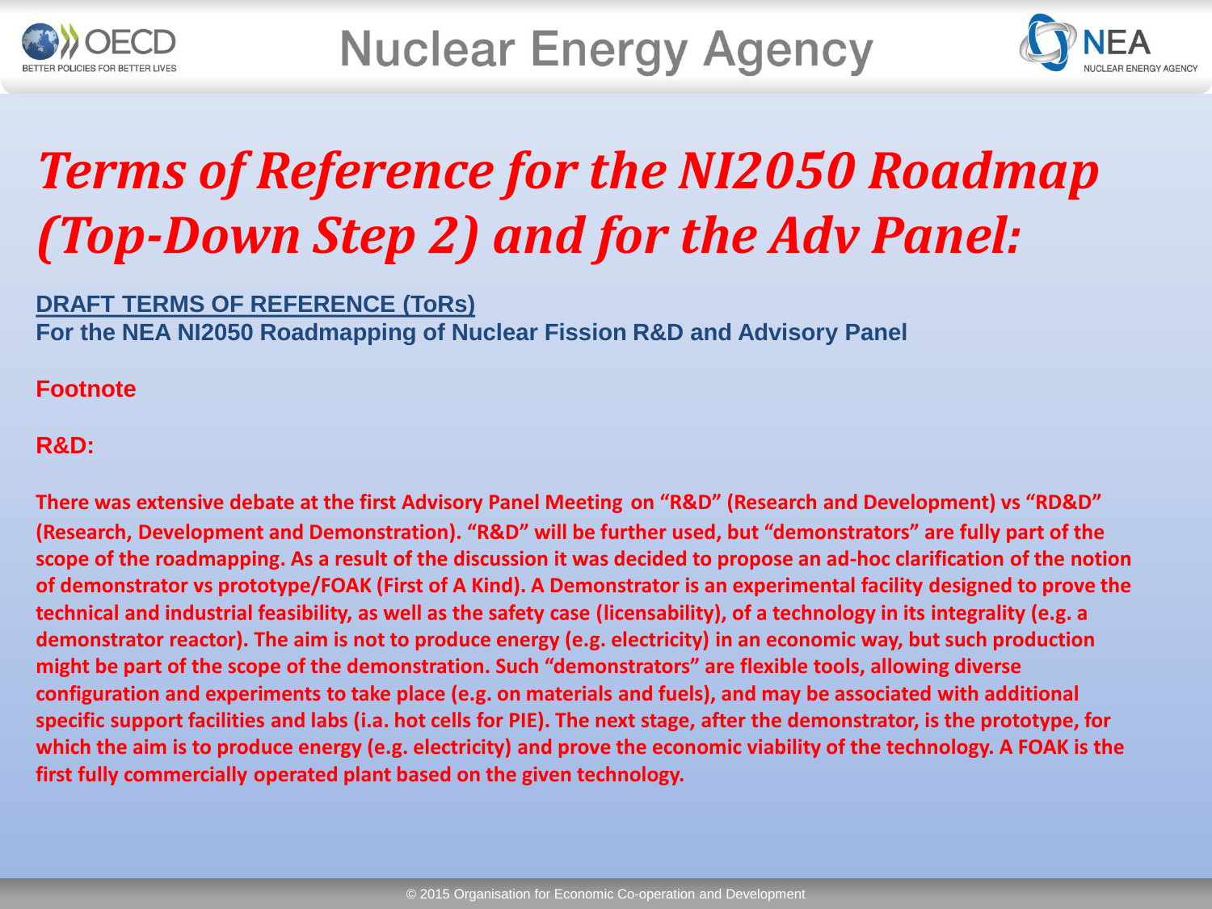# *Terms of Reference for the NI2050 Roadmap (Top-Down Step 2) and for the Adv Panel:*

**DRAFT TERMS OF REFERENCE (ToRs)**
**For the NEA NI2050 Roadmapping of Nuclear Fission R&D and Advisory Panel**

**Footnote**

**R&D:**

**There was extensive debate at the first Advisory Panel Meeting on "R&D" (Research and Development) vs "RD&D" (Research, Development and Demonstration). "R&D" will be further used, but "demonstrators" are fully part of the scope of the roadmapping. As a result of the discussion it was decided to propose an ad-hoc clarification of the notion of demonstrator vs prototype/FOAK (First of A Kind). A Demonstrator is an experimental facility designed to prove the technical and industrial feasibility, as well as the safety case (licensability), of a technology in its integrality (e.g. a demonstrator reactor). The aim is not to produce energy (e.g. electricity) in an economic way, but such production might be part of the scope of the demonstration. Such "demonstrators" are flexible tools, allowing diverse configuration and experiments to take place (e.g. on materials and fuels), and may be associated with additional specific support facilities and labs (i.a. hot cells for PIE). The next stage, after the demonstrator, is the prototype, for which the aim is to produce energy (e.g. electricity) and prove the economic viability of the technology. A FOAK is the first fully commercially operated plant based on the given technology.**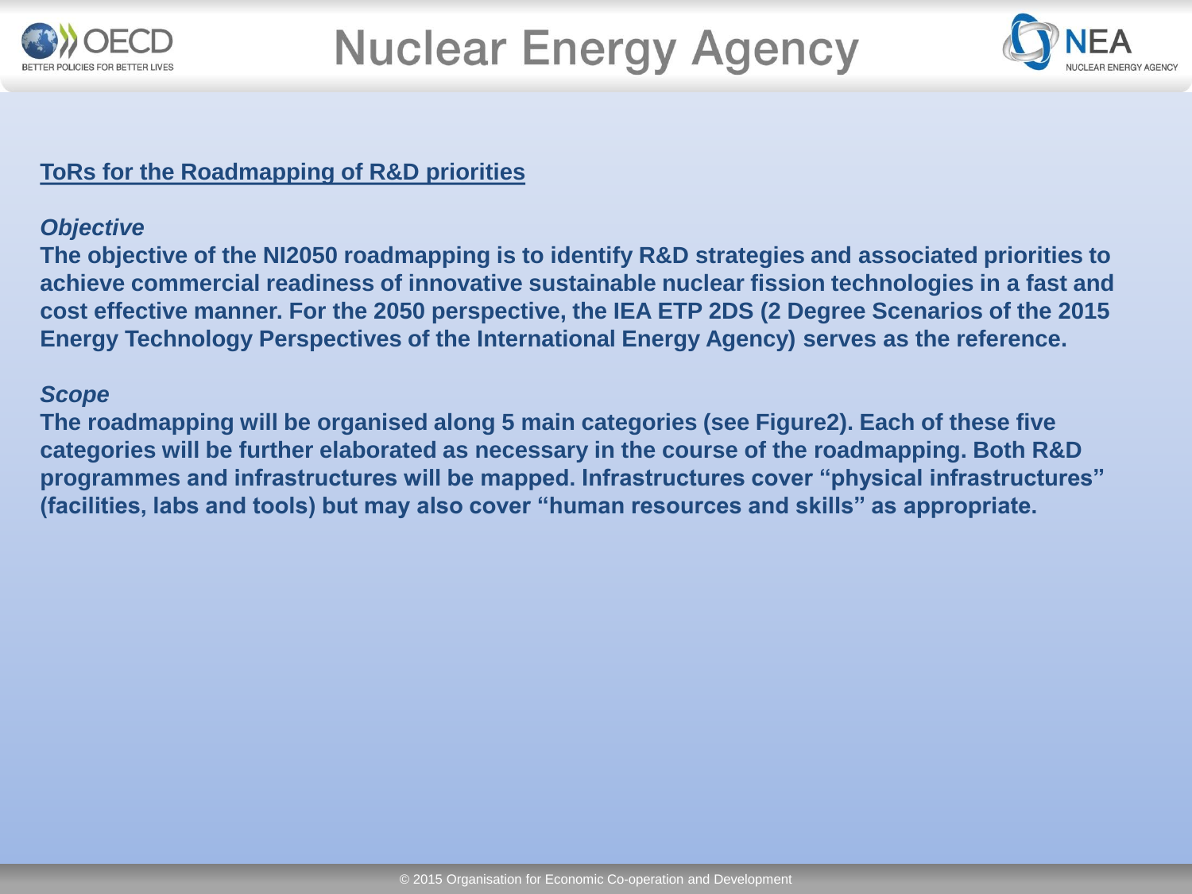## ToRs for the Roadmapping of R&D priorities

***Objective***

**The objective of the NI2050 roadmapping is to identify R&D strategies and associated priorities to achieve commercial readiness of innovative sustainable nuclear fission technologies in a fast and cost effective manner. For the 2050 perspective, the IEA ETP 2DS (2 Degree Scenarios of the 2015 Energy Technology Perspectives of the International Energy Agency) serves as the reference.**

***Scope***

**The roadmapping will be organised along 5 main categories (see Figure2). Each of these five categories will be further elaborated as necessary in the course of the roadmapping. Both R&D programmes and infrastructures will be mapped. Infrastructures cover "physical infrastructures" (facilities, labs and tools) but may also cover "human resources and skills" as appropriate.**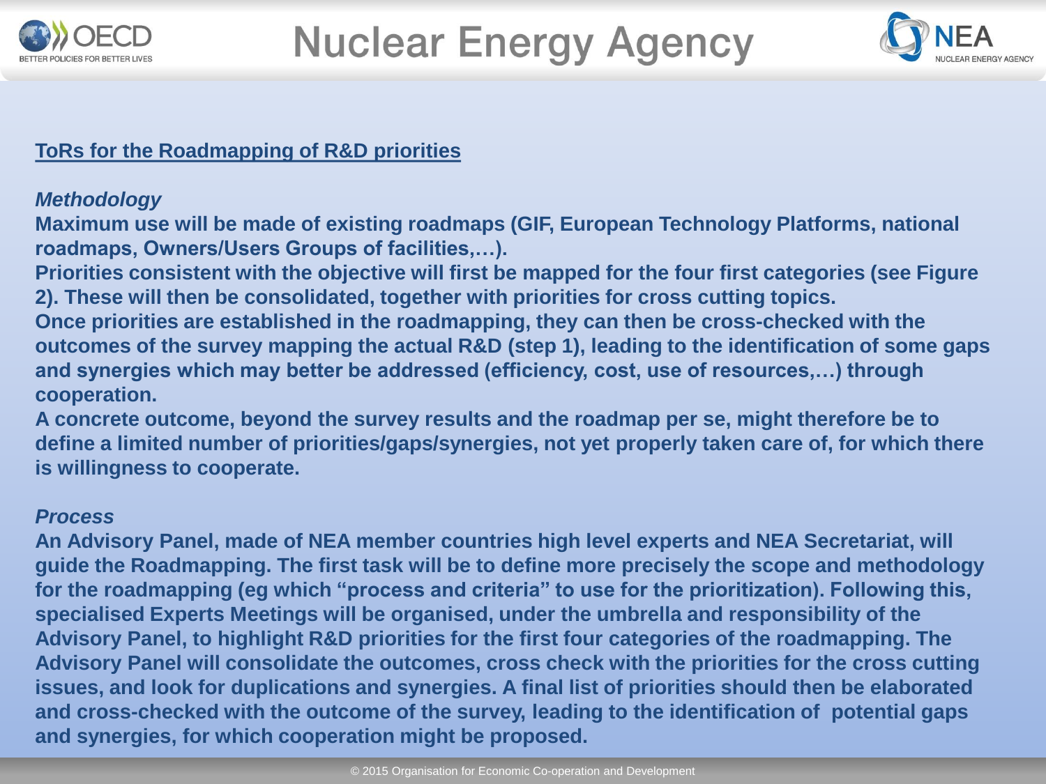## ToRs for the Roadmapping of R&D priorities

*Methodology*

**Maximum use will be made of existing roadmaps (GIF, European Technology Platforms, national roadmaps, Owners/Users Groups of facilities,…).**

**Priorities consistent with the objective will first be mapped for the four first categories (see Figure 2). These will then be consolidated, together with priorities for cross cutting topics.**

**Once priorities are established in the roadmapping, they can then be cross-checked with the outcomes of the survey mapping the actual R&D (step 1), leading to the identification of some gaps and synergies which may better be addressed (efficiency, cost, use of resources,…) through cooperation.**

**A concrete outcome, beyond the survey results and the roadmap per se, might therefore be to define a limited number of priorities/gaps/synergies, not yet properly taken care of, for which there is willingness to cooperate.**

*Process*

**An Advisory Panel, made of NEA member countries high level experts and NEA Secretariat, will guide the Roadmapping. The first task will be to define more precisely the scope and methodology for the roadmapping (eg which "process and criteria" to use for the prioritization). Following this, specialised Experts Meetings will be organised, under the umbrella and responsibility of the Advisory Panel, to highlight R&D priorities for the first four categories of the roadmapping. The Advisory Panel will consolidate the outcomes, cross check with the priorities for the cross cutting issues, and look for duplications and synergies. A final list of priorities should then be elaborated and cross-checked with the outcome of the survey, leading to the identification of potential gaps and synergies, for which cooperation might be proposed.**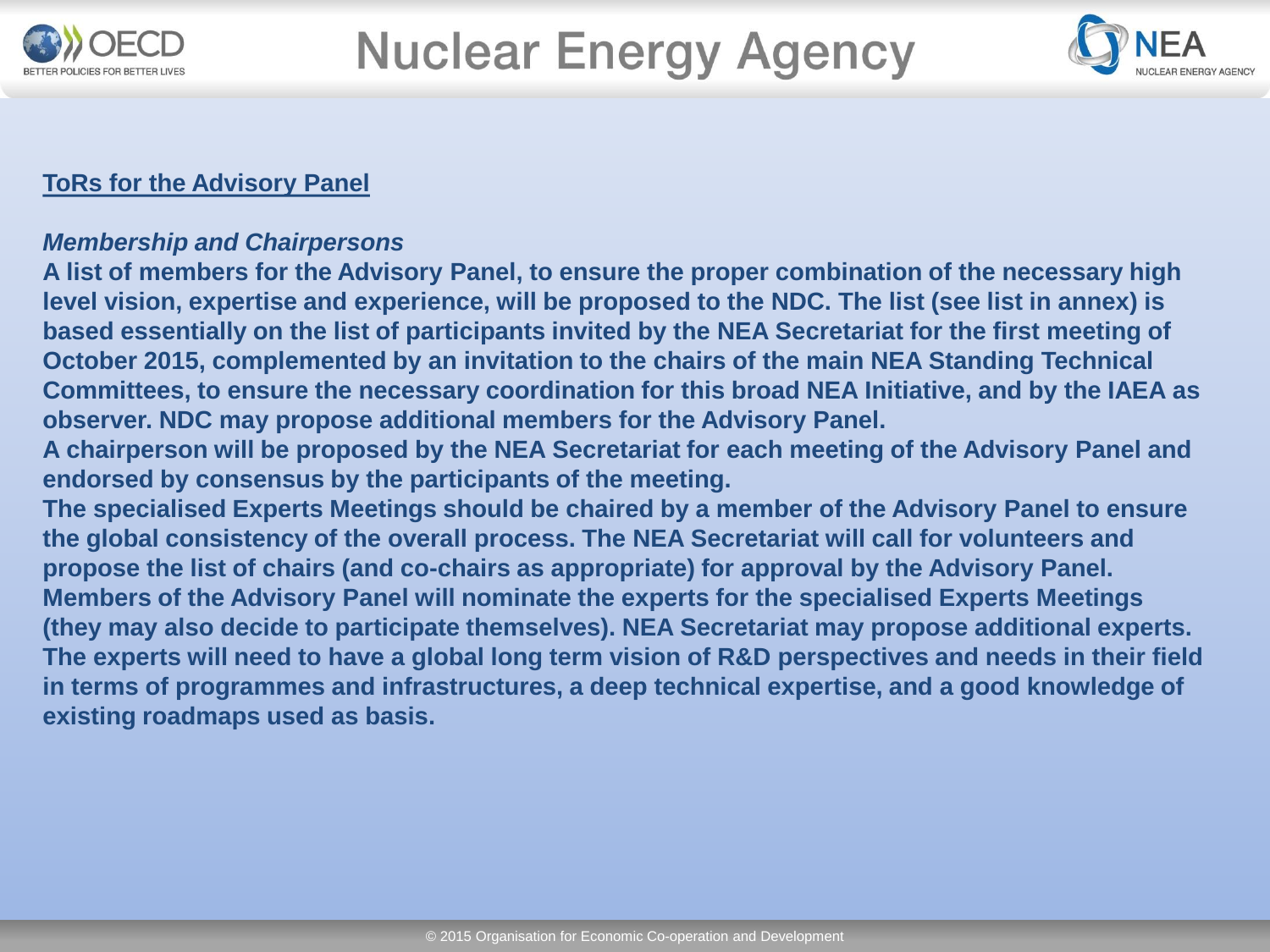## ToRs for the Advisory Panel

***Membership and Chairpersons***

**A list of members for the Advisory Panel, to ensure the proper combination of the necessary high level vision, expertise and experience, will be proposed to the NDC. The list (see list in annex) is based essentially on the list of participants invited by the NEA Secretariat for the first meeting of October 2015, complemented by an invitation to the chairs of the main NEA Standing Technical Committees, to ensure the necessary coordination for this broad NEA Initiative, and by the IAEA as observer. NDC may propose additional members for the Advisory Panel.**

**A chairperson will be proposed by the NEA Secretariat for each meeting of the Advisory Panel and endorsed by consensus by the participants of the meeting.**

**The specialised Experts Meetings should be chaired by a member of the Advisory Panel to ensure the global consistency of the overall process. The NEA Secretariat will call for volunteers and propose the list of chairs (and co-chairs as appropriate) for approval by the Advisory Panel.**

**Members of the Advisory Panel will nominate the experts for the specialised Experts Meetings (they may also decide to participate themselves). NEA Secretariat may propose additional experts.**

**The experts will need to have a global long term vision of R&D perspectives and needs in their field in terms of programmes and infrastructures, a deep technical expertise, and a good knowledge of existing roadmaps used as basis.**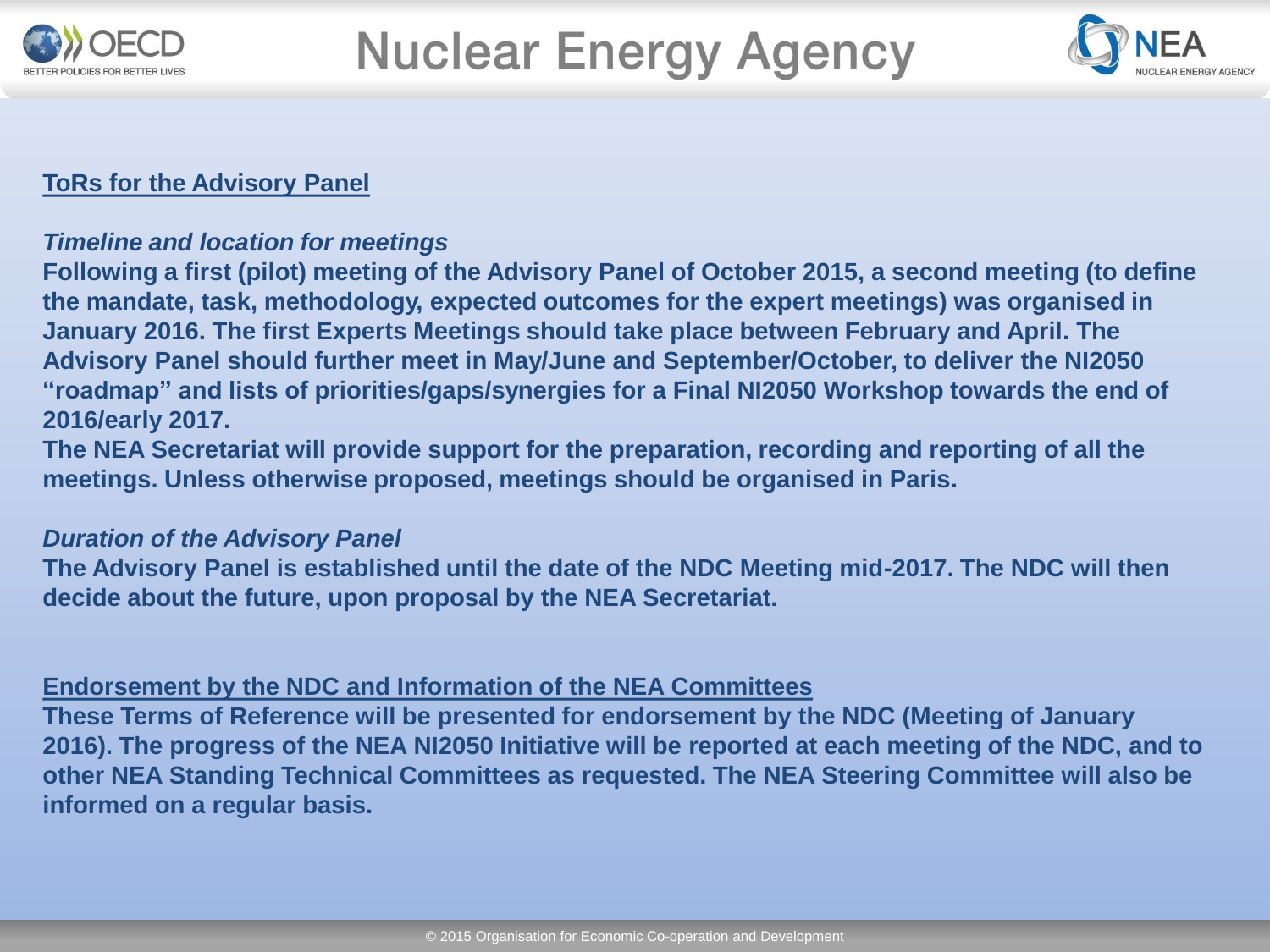## ToRs for the Advisory Panel

*Timeline and location for meetings*

**Following a first (pilot) meeting of the Advisory Panel of October 2015, a second meeting (to define the mandate, task, methodology, expected outcomes for the expert meetings) was organised in January 2016. The first Experts Meetings should take place between February and April. The Advisory Panel should further meet in May/June and September/October, to deliver the NI2050 "roadmap" and lists of priorities/gaps/synergies for a Final NI2050 Workshop towards the end of 2016/early 2017.**

**The NEA Secretariat will provide support for the preparation, recording and reporting of all the meetings. Unless otherwise proposed, meetings should be organised in Paris.**

*Duration of the Advisory Panel*

**The Advisory Panel is established until the date of the NDC Meeting mid-2017. The NDC will then decide about the future, upon proposal by the NEA Secretariat.**

## Endorsement by the NDC and Information of the NEA Committees

**These Terms of Reference will be presented for endorsement by the NDC (Meeting of January 2016). The progress of the NEA NI2050 Initiative will be reported at each meeting of the NDC, and to other NEA Standing Technical Committees as requested. The NEA Steering Committee will also be informed on a regular basis.**